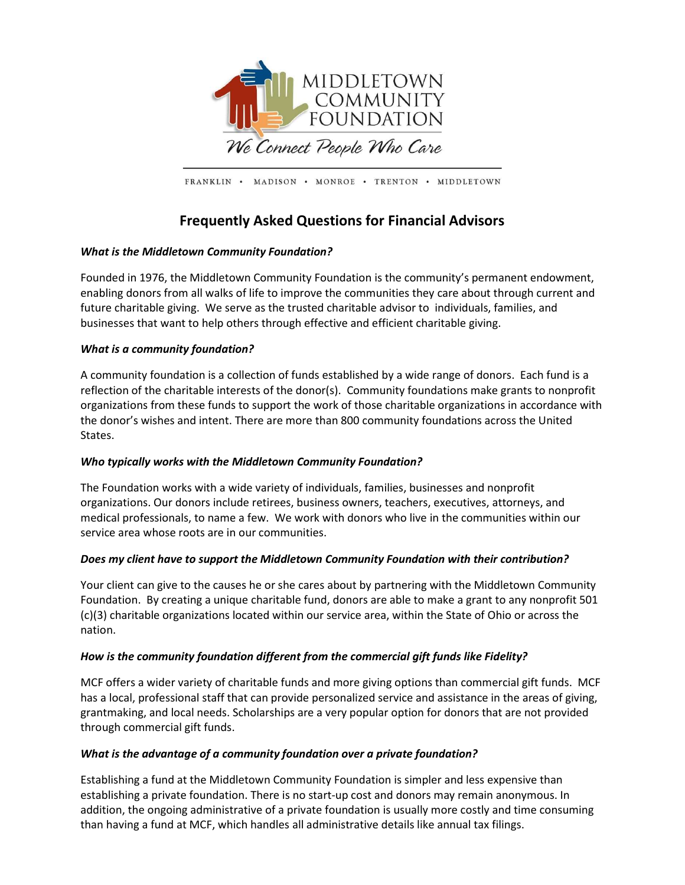MIDDLETOWN COMMUNITY FOUNDATION

*We Connect People Who Care*

FRANKLIN • MADISON • MONROE • TRENTON • MIDDLETOWN

# Frequently Asked Questions for Financial Advisors

***What is the Middletown Community Foundation?***

Founded in 1976, the Middletown Community Foundation is the community's permanent endowment, enabling donors from all walks of life to improve the communities they care about through current and future charitable giving. We serve as the trusted charitable advisor to individuals, families, and businesses that want to help others through effective and efficient charitable giving.

***What is a community foundation?***

A community foundation is a collection of funds established by a wide range of donors. Each fund is a reflection of the charitable interests of the donor(s). Community foundations make grants to nonprofit organizations from these funds to support the work of those charitable organizations in accordance with the donor's wishes and intent. There are more than 800 community foundations across the United States.

***Who typically works with the Middletown Community Foundation?***

The Foundation works with a wide variety of individuals, families, businesses and nonprofit organizations. Our donors include retirees, business owners, teachers, executives, attorneys, and medical professionals, to name a few. We work with donors who live in the communities within our service area whose roots are in our communities.

***Does my client have to support the Middletown Community Foundation with their contribution?***

Your client can give to the causes he or she cares about by partnering with the Middletown Community Foundation. By creating a unique charitable fund, donors are able to make a grant to any nonprofit 501 (c)(3) charitable organizations located within our service area, within the State of Ohio or across the nation.

***How is the community foundation different from the commercial gift funds like Fidelity?***

MCF offers a wider variety of charitable funds and more giving options than commercial gift funds. MCF has a local, professional staff that can provide personalized service and assistance in the areas of giving, grantmaking, and local needs. Scholarships are a very popular option for donors that are not provided through commercial gift funds.

***What is the advantage of a community foundation over a private foundation?***

Establishing a fund at the Middletown Community Foundation is simpler and less expensive than establishing a private foundation. There is no start-up cost and donors may remain anonymous. In addition, the ongoing administrative of a private foundation is usually more costly and time consuming than having a fund at MCF, which handles all administrative details like annual tax filings.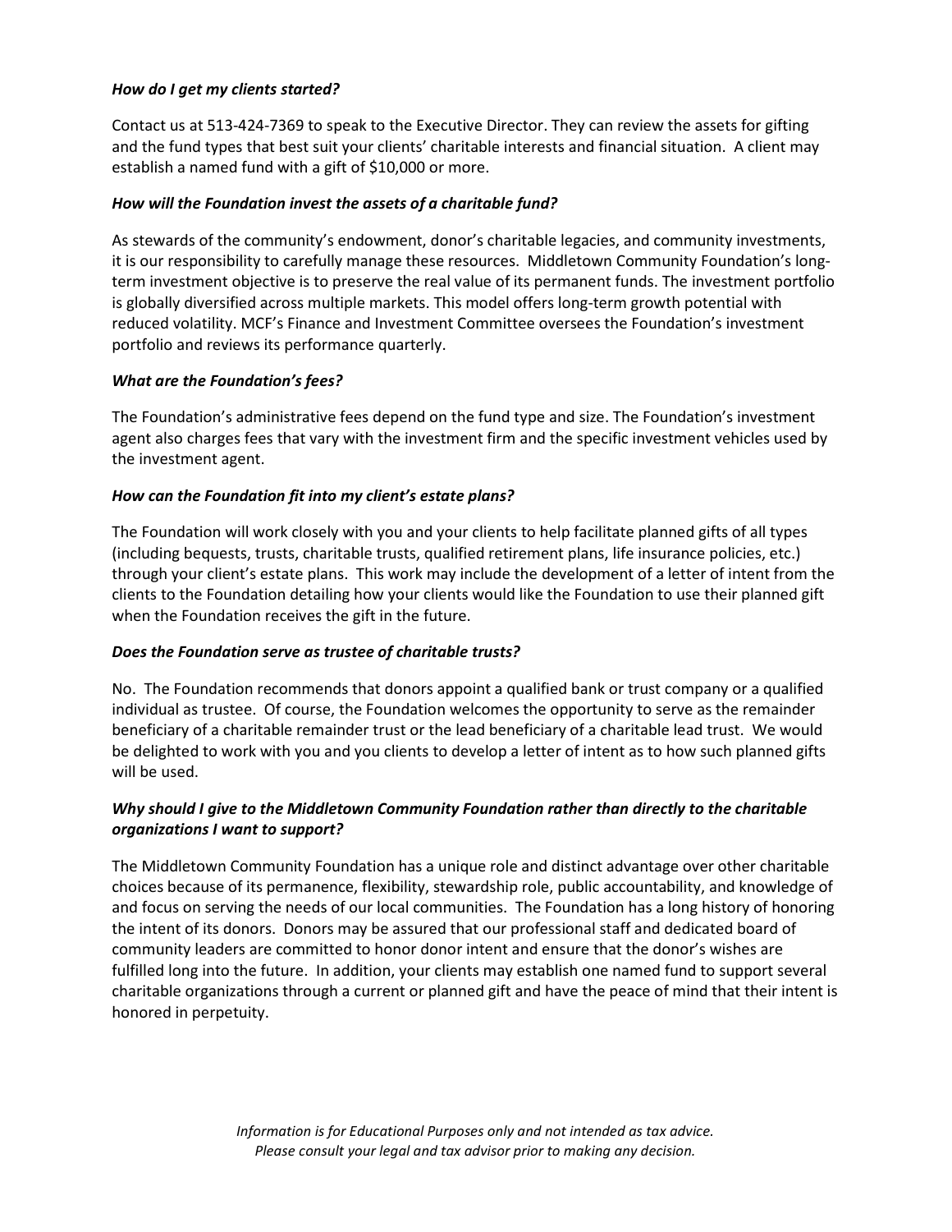***How do I get my clients started?***

Contact us at 513-424-7369 to speak to the Executive Director. They can review the assets for gifting and the fund types that best suit your clients' charitable interests and financial situation. A client may establish a named fund with a gift of $10,000 or more.

***How will the Foundation invest the assets of a charitable fund?***

As stewards of the community's endowment, donor's charitable legacies, and community investments, it is our responsibility to carefully manage these resources. Middletown Community Foundation's long-term investment objective is to preserve the real value of its permanent funds. The investment portfolio is globally diversified across multiple markets. This model offers long-term growth potential with reduced volatility. MCF's Finance and Investment Committee oversees the Foundation's investment portfolio and reviews its performance quarterly.

***What are the Foundation's fees?***

The Foundation's administrative fees depend on the fund type and size. The Foundation's investment agent also charges fees that vary with the investment firm and the specific investment vehicles used by the investment agent.

***How can the Foundation fit into my client's estate plans?***

The Foundation will work closely with you and your clients to help facilitate planned gifts of all types (including bequests, trusts, charitable trusts, qualified retirement plans, life insurance policies, etc.) through your client's estate plans. This work may include the development of a letter of intent from the clients to the Foundation detailing how your clients would like the Foundation to use their planned gift when the Foundation receives the gift in the future.

***Does the Foundation serve as trustee of charitable trusts?***

No. The Foundation recommends that donors appoint a qualified bank or trust company or a qualified individual as trustee. Of course, the Foundation welcomes the opportunity to serve as the remainder beneficiary of a charitable remainder trust or the lead beneficiary of a charitable lead trust. We would be delighted to work with you and you clients to develop a letter of intent as to how such planned gifts will be used.

***Why should I give to the Middletown Community Foundation rather than directly to the charitable organizations I want to support?***

The Middletown Community Foundation has a unique role and distinct advantage over other charitable choices because of its permanence, flexibility, stewardship role, public accountability, and knowledge of and focus on serving the needs of our local communities. The Foundation has a long history of honoring the intent of its donors. Donors may be assured that our professional staff and dedicated board of community leaders are committed to honor donor intent and ensure that the donor's wishes are fulfilled long into the future. In addition, your clients may establish one named fund to support several charitable organizations through a current or planned gift and have the peace of mind that their intent is honored in perpetuity.

*Information is for Educational Purposes only and not intended as tax advice.*
*Please consult your legal and tax advisor prior to making any decision.*